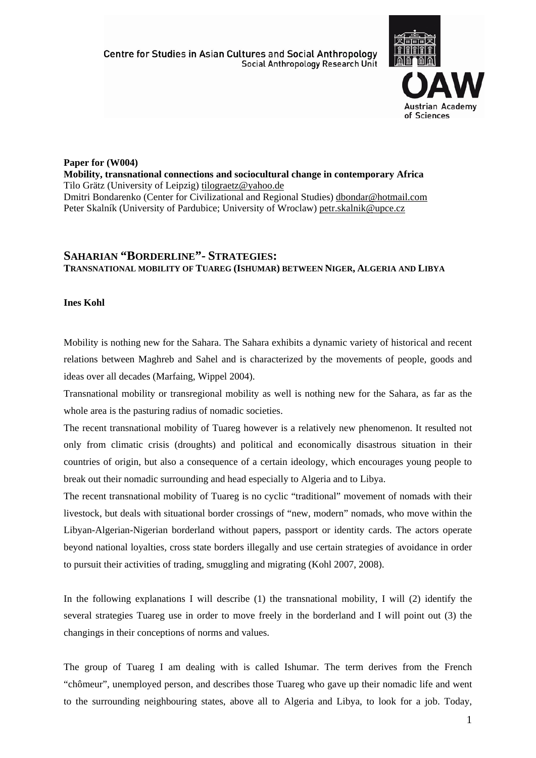Centre for Studies in Asian Cultures and Social Anthropology
Social Anthropology Research Unit

ÖAW
Austrian Academy of Sciences

**Paper for (W004)**
**Mobility, transnational connections and sociocultural change in contemporary Africa**
Tilo Grätz (University of Leipzig) tilograetz@yahoo.de
Dmitri Bondarenko (Center for Civilizational and Regional Studies) dbondar@hotmail.com
Peter Skalník (University of Pardubice; University of Wroclaw) petr.skalnik@upce.cz

## SAHARIAN "BORDERLINE"- STRATEGIES:
### TRANSNATIONAL MOBILITY OF TUAREG (ISHUMAR) BETWEEN NIGER, ALGERIA AND LIBYA

**Ines Kohl**

Mobility is nothing new for the Sahara. The Sahara exhibits a dynamic variety of historical and recent relations between Maghreb and Sahel and is characterized by the movements of people, goods and ideas over all decades (Marfaing, Wippel 2004).

Transnational mobility or transregional mobility as well is nothing new for the Sahara, as far as the whole area is the pasturing radius of nomadic societies.

The recent transnational mobility of Tuareg however is a relatively new phenomenon. It resulted not only from climatic crisis (droughts) and political and economically disastrous situation in their countries of origin, but also a consequence of a certain ideology, which encourages young people to break out their nomadic surrounding and head especially to Algeria and to Libya.

The recent transnational mobility of Tuareg is no cyclic "traditional" movement of nomads with their livestock, but deals with situational border crossings of "new, modern" nomads, who move within the Libyan-Algerian-Nigerian borderland without papers, passport or identity cards. The actors operate beyond national loyalties, cross state borders illegally and use certain strategies of avoidance in order to pursuit their activities of trading, smuggling and migrating (Kohl 2007, 2008).

In the following explanations I will describe (1) the transnational mobility, I will (2) identify the several strategies Tuareg use in order to move freely in the borderland and I will point out (3) the changings in their conceptions of norms and values.

The group of Tuareg I am dealing with is called Ishumar. The term derives from the French "chômeur", unemployed person, and describes those Tuareg who gave up their nomadic life and went to the surrounding neighbouring states, above all to Algeria and Libya, to look for a job. Today,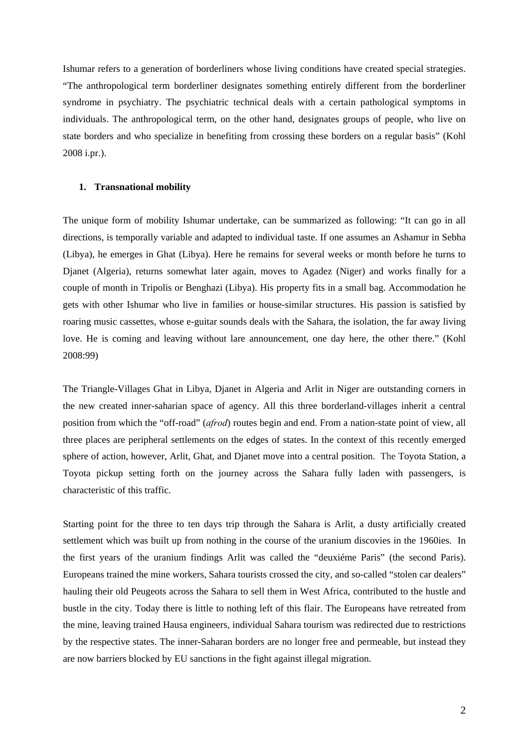Ishumar refers to a generation of borderliners whose living conditions have created special strategies. "The anthropological term borderliner designates something entirely different from the borderliner syndrome in psychiatry. The psychiatric technical deals with a certain pathological symptoms in individuals. The anthropological term, on the other hand, designates groups of people, who live on state borders and who specialize in benefiting from crossing these borders on a regular basis" (Kohl 2008 i.pr.).

## 1. Transnational mobility

The unique form of mobility Ishumar undertake, can be summarized as following: "It can go in all directions, is temporally variable and adapted to individual taste. If one assumes an Ashamur in Sebha (Libya), he emerges in Ghat (Libya). Here he remains for several weeks or month before he turns to Djanet (Algeria), returns somewhat later again, moves to Agadez (Niger) and works finally for a couple of month in Tripolis or Benghazi (Libya). His property fits in a small bag. Accommodation he gets with other Ishumar who live in families or house-similar structures. His passion is satisfied by roaring music cassettes, whose e-guitar sounds deals with the Sahara, the isolation, the far away living love. He is coming and leaving without lare announcement, one day here, the other there." (Kohl 2008:99)

The Triangle-Villages Ghat in Libya, Djanet in Algeria and Arlit in Niger are outstanding corners in the new created inner-saharian space of agency. All this three borderland-villages inherit a central position from which the "off-road" (*afrod*) routes begin and end. From a nation-state point of view, all three places are peripheral settlements on the edges of states. In the context of this recently emerged sphere of action, however, Arlit, Ghat, and Djanet move into a central position. The Toyota Station, a Toyota pickup setting forth on the journey across the Sahara fully laden with passengers, is characteristic of this traffic.

Starting point for the three to ten days trip through the Sahara is Arlit, a dusty artificially created settlement which was built up from nothing in the course of the uranium discovies in the 1960ies. In the first years of the uranium findings Arlit was called the "deuxiéme Paris" (the second Paris). Europeans trained the mine workers, Sahara tourists crossed the city, and so-called "stolen car dealers" hauling their old Peugeots across the Sahara to sell them in West Africa, contributed to the hustle and bustle in the city. Today there is little to nothing left of this flair. The Europeans have retreated from the mine, leaving trained Hausa engineers, individual Sahara tourism was redirected due to restrictions by the respective states. The inner-Saharan borders are no longer free and permeable, but instead they are now barriers blocked by EU sanctions in the fight against illegal migration.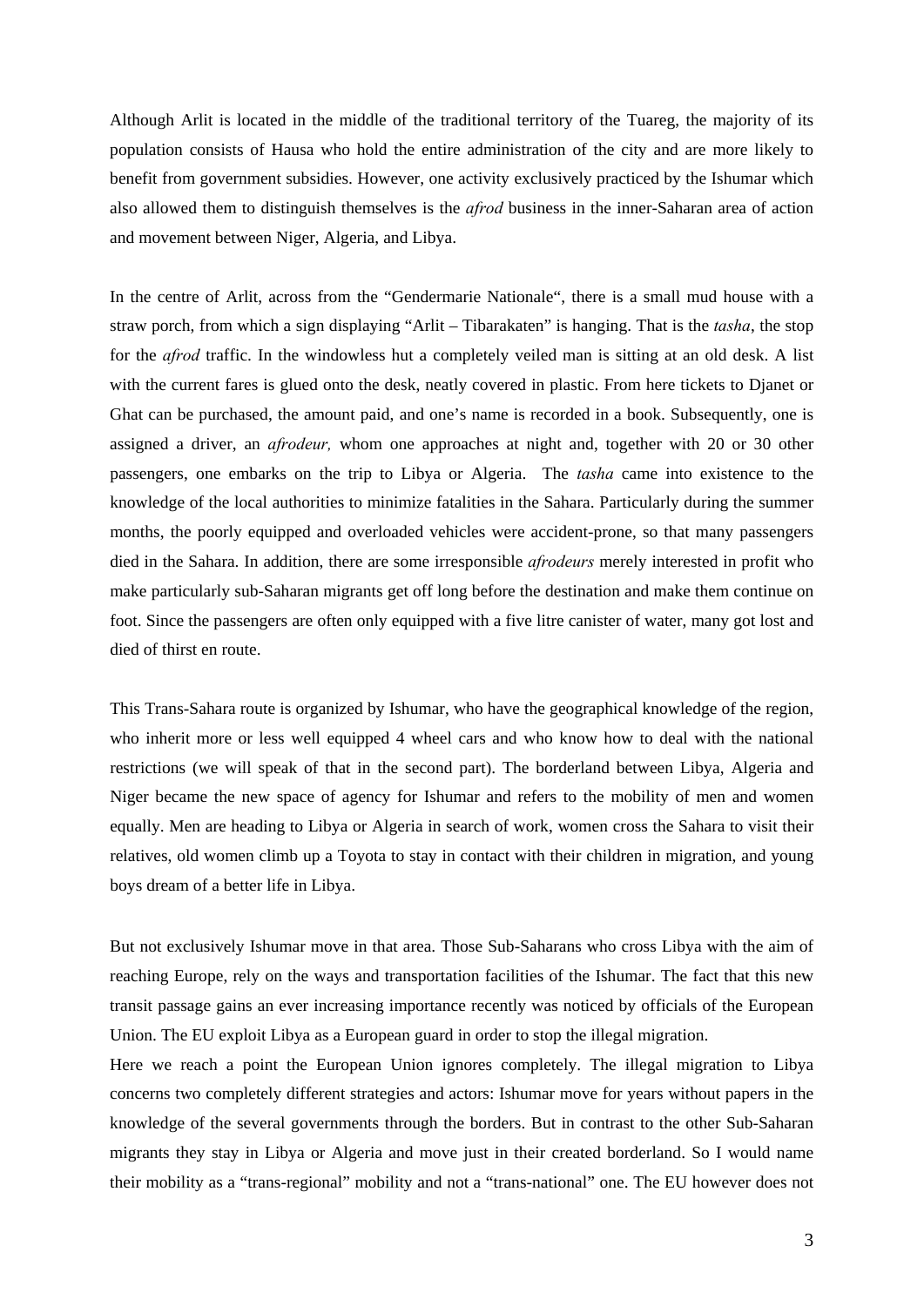Although Arlit is located in the middle of the traditional territory of the Tuareg, the majority of its population consists of Hausa who hold the entire administration of the city and are more likely to benefit from government subsidies. However, one activity exclusively practiced by the Ishumar which also allowed them to distinguish themselves is the *afrod* business in the inner-Saharan area of action and movement between Niger, Algeria, and Libya.

In the centre of Arlit, across from the "Gendermarie Nationale", there is a small mud house with a straw porch, from which a sign displaying "Arlit – Tibarakaten" is hanging. That is the *tasha*, the stop for the *afrod* traffic. In the windowless hut a completely veiled man is sitting at an old desk. A list with the current fares is glued onto the desk, neatly covered in plastic. From here tickets to Djanet or Ghat can be purchased, the amount paid, and one's name is recorded in a book. Subsequently, one is assigned a driver, an *afrodeur,* whom one approaches at night and, together with 20 or 30 other passengers, one embarks on the trip to Libya or Algeria. The *tasha* came into existence to the knowledge of the local authorities to minimize fatalities in the Sahara. Particularly during the summer months, the poorly equipped and overloaded vehicles were accident-prone, so that many passengers died in the Sahara. In addition, there are some irresponsible *afrodeurs* merely interested in profit who make particularly sub-Saharan migrants get off long before the destination and make them continue on foot. Since the passengers are often only equipped with a five litre canister of water, many got lost and died of thirst en route.

This Trans-Sahara route is organized by Ishumar, who have the geographical knowledge of the region, who inherit more or less well equipped 4 wheel cars and who know how to deal with the national restrictions (we will speak of that in the second part). The borderland between Libya, Algeria and Niger became the new space of agency for Ishumar and refers to the mobility of men and women equally. Men are heading to Libya or Algeria in search of work, women cross the Sahara to visit their relatives, old women climb up a Toyota to stay in contact with their children in migration, and young boys dream of a better life in Libya.

But not exclusively Ishumar move in that area. Those Sub-Saharans who cross Libya with the aim of reaching Europe, rely on the ways and transportation facilities of the Ishumar. The fact that this new transit passage gains an ever increasing importance recently was noticed by officials of the European Union. The EU exploit Libya as a European guard in order to stop the illegal migration.

Here we reach a point the European Union ignores completely. The illegal migration to Libya concerns two completely different strategies and actors: Ishumar move for years without papers in the knowledge of the several governments through the borders. But in contrast to the other Sub-Saharan migrants they stay in Libya or Algeria and move just in their created borderland. So I would name their mobility as a "trans-regional" mobility and not a "trans-national" one. The EU however does not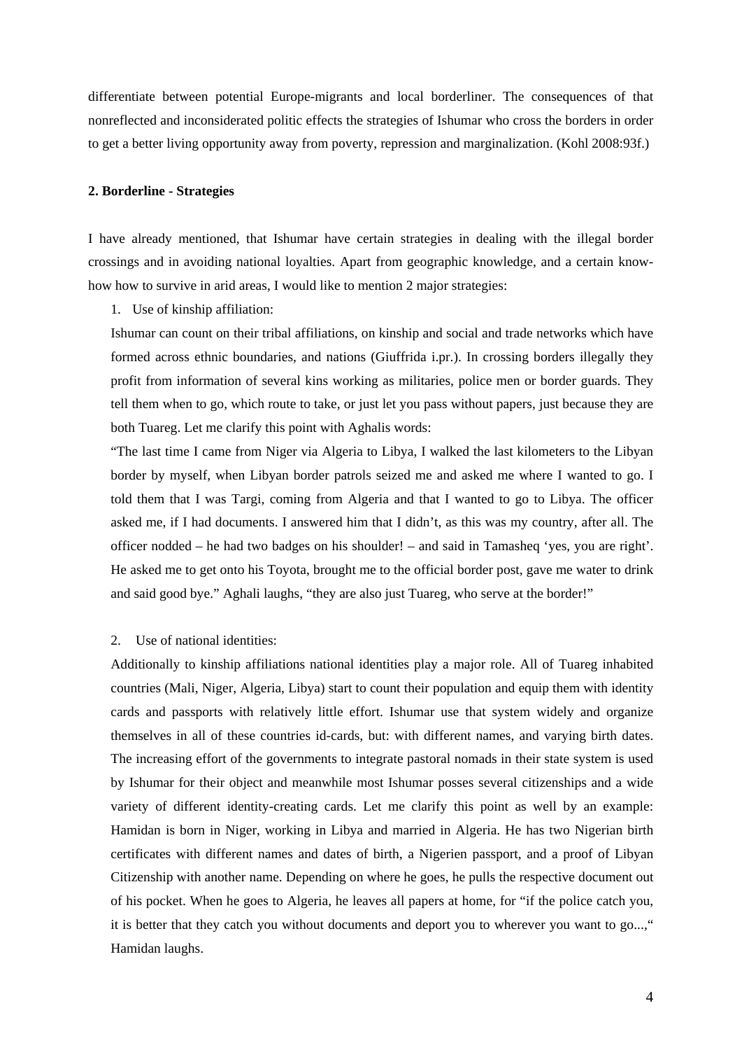differentiate between potential Europe-migrants and local borderliner. The consequences of that nonreflected and inconsiderated politic effects the strategies of Ishumar who cross the borders in order to get a better living opportunity away from poverty, repression and marginalization. (Kohl 2008:93f.)

**2. Borderline - Strategies**

I have already mentioned, that Ishumar have certain strategies in dealing with the illegal border crossings and in avoiding national loyalties. Apart from geographic knowledge, and a certain know-how how to survive in arid areas, I would like to mention 2 major strategies:

1. Use of kinship affiliation:

   Ishumar can count on their tribal affiliations, on kinship and social and trade networks which have formed across ethnic boundaries, and nations (Giuffrida i.pr.). In crossing borders illegally they profit from information of several kins working as militaries, police men or border guards. They tell them when to go, which route to take, or just let you pass without papers, just because they are both Tuareg. Let me clarify this point with Aghalis words:

   "The last time I came from Niger via Algeria to Libya, I walked the last kilometers to the Libyan border by myself, when Libyan border patrols seized me and asked me where I wanted to go. I told them that I was Targi, coming from Algeria and that I wanted to go to Libya. The officer asked me, if I had documents. I answered him that I didn't, as this was my country, after all. The officer nodded – he had two badges on his shoulder! – and said in Tamasheq 'yes, you are right'. He asked me to get onto his Toyota, brought me to the official border post, gave me water to drink and said good bye." Aghali laughs, "they are also just Tuareg, who serve at the border!"

2. Use of national identities:

   Additionally to kinship affiliations national identities play a major role. All of Tuareg inhabited countries (Mali, Niger, Algeria, Libya) start to count their population and equip them with identity cards and passports with relatively little effort. Ishumar use that system widely and organize themselves in all of these countries id-cards, but: with different names, and varying birth dates. The increasing effort of the governments to integrate pastoral nomads in their state system is used by Ishumar for their object and meanwhile most Ishumar posses several citizenships and a wide variety of different identity-creating cards. Let me clarify this point as well by an example: Hamidan is born in Niger, working in Libya and married in Algeria. He has two Nigerian birth certificates with different names and dates of birth, a Nigerien passport, and a proof of Libyan Citizenship with another name. Depending on where he goes, he pulls the respective document out of his pocket. When he goes to Algeria, he leaves all papers at home, for "if the police catch you, it is better that they catch you without documents and deport you to wherever you want to go...," Hamidan laughs.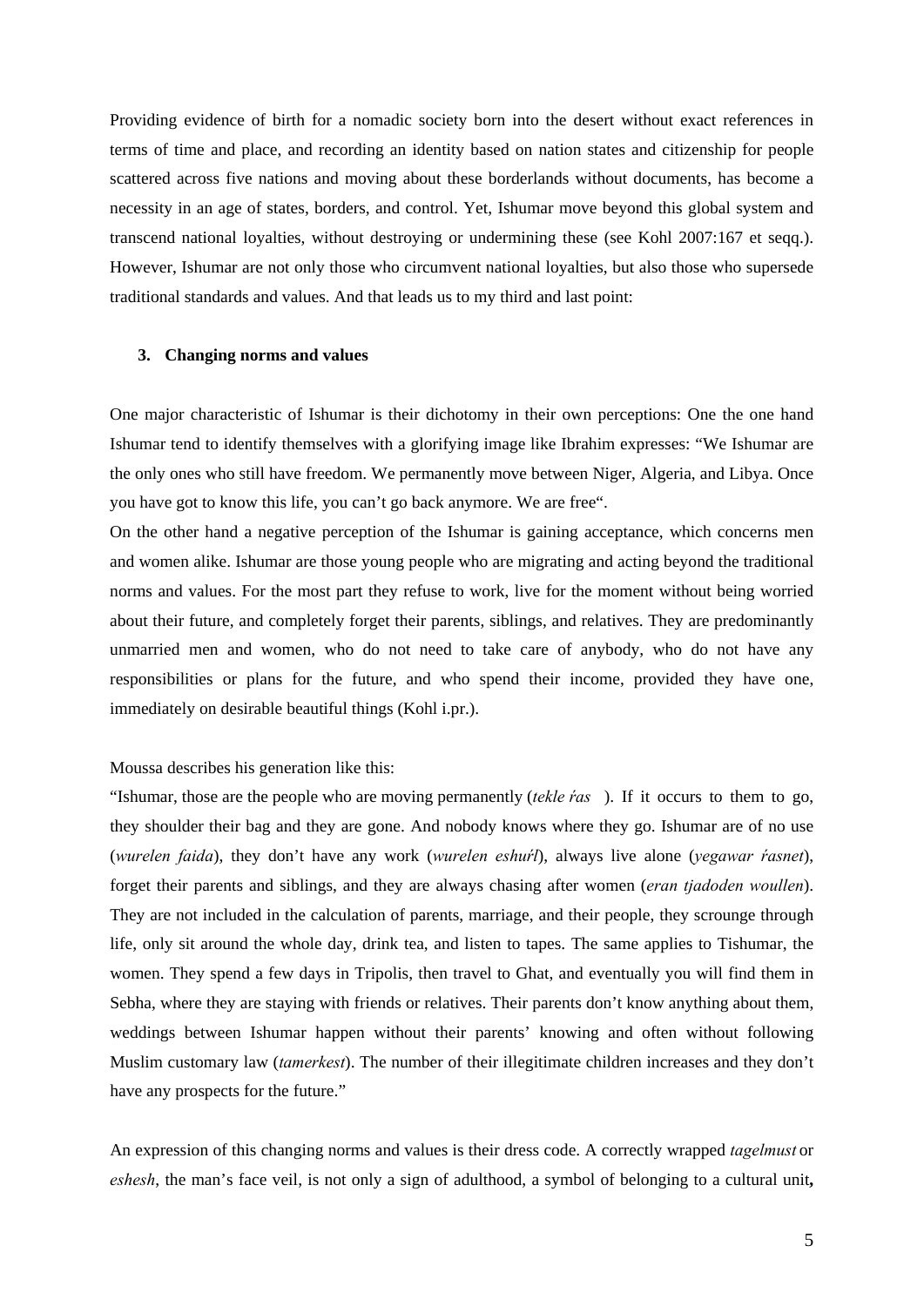Providing evidence of birth for a nomadic society born into the desert without exact references in terms of time and place, and recording an identity based on nation states and citizenship for people scattered across five nations and moving about these borderlands without documents, has become a necessity in an age of states, borders, and control. Yet, Ishumar move beyond this global system and transcend national loyalties, without destroying or undermining these (see Kohl 2007:167 et seqq.). However, Ishumar are not only those who circumvent national loyalties, but also those who supersede traditional standards and values. And that leads us to my third and last point:

### 3. Changing norms and values

One major characteristic of Ishumar is their dichotomy in their own perceptions: One the one hand Ishumar tend to identify themselves with a glorifying image like Ibrahim expresses: "We Ishumar are the only ones who still have freedom. We permanently move between Niger, Algeria, and Libya. Once you have got to know this life, you can't go back anymore. We are free".

On the other hand a negative perception of the Ishumar is gaining acceptance, which concerns men and women alike. Ishumar are those young people who are migrating and acting beyond the traditional norms and values. For the most part they refuse to work, live for the moment without being worried about their future, and completely forget their parents, siblings, and relatives. They are predominantly unmarried men and women, who do not need to take care of anybody, who do not have any responsibilities or plans for the future, and who spend their income, provided they have one, immediately on desirable beautiful things (Kohl i.pr.).

Moussa describes his generation like this:

"Ishumar, those are the people who are moving permanently (*tekle ŕas* ). If it occurs to them to go, they shoulder their bag and they are gone. And nobody knows where they go. Ishumar are of no use (*wurelen faida*), they don't have any work (*wurelen eshuŕl*), always live alone (*yegawar ŕasnet*), forget their parents and siblings, and they are always chasing after women (*eran tjadoden woullen*). They are not included in the calculation of parents, marriage, and their people, they scrounge through life, only sit around the whole day, drink tea, and listen to tapes. The same applies to Tishumar, the women. They spend a few days in Tripolis, then travel to Ghat, and eventually you will find them in Sebha, where they are staying with friends or relatives. Their parents don't know anything about them, weddings between Ishumar happen without their parents' knowing and often without following Muslim customary law (*tamerkest*). The number of their illegitimate children increases and they don't have any prospects for the future."

An expression of this changing norms and values is their dress code. A correctly wrapped *tagelmust* or *eshesh*, the man's face veil, is not only a sign of adulthood, a symbol of belonging to a cultural unit**,**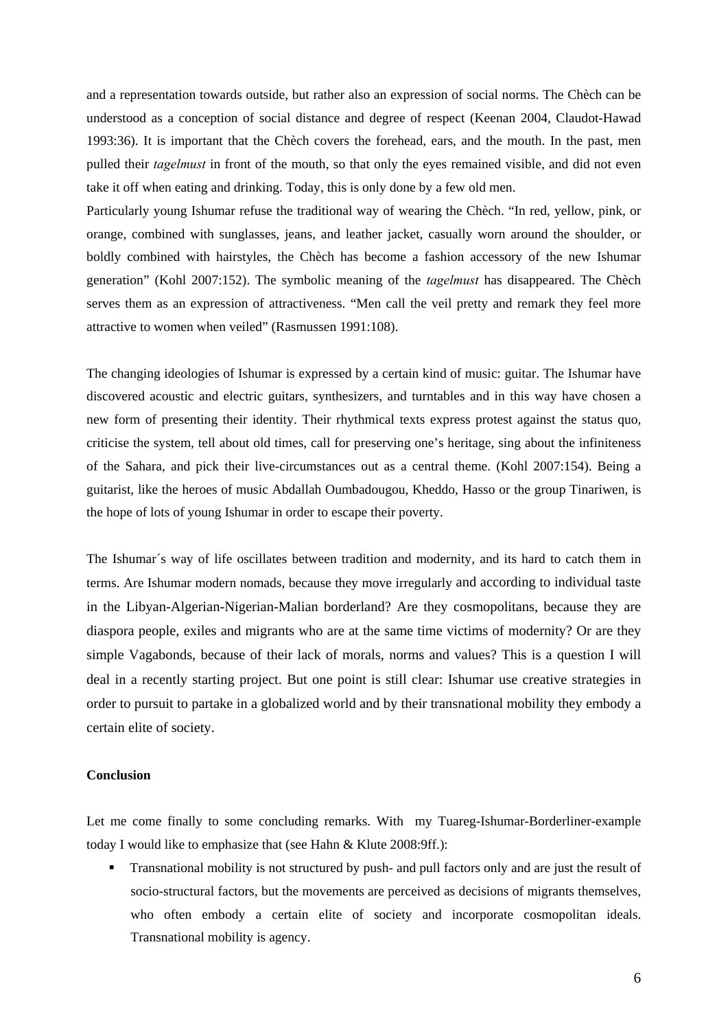and a representation towards outside, but rather also an expression of social norms. The Chèch can be understood as a conception of social distance and degree of respect (Keenan 2004, Claudot-Hawad 1993:36). It is important that the Chèch covers the forehead, ears, and the mouth. In the past, men pulled their *tagelmust* in front of the mouth, so that only the eyes remained visible, and did not even take it off when eating and drinking. Today, this is only done by a few old men.

Particularly young Ishumar refuse the traditional way of wearing the Chèch. "In red, yellow, pink, or orange, combined with sunglasses, jeans, and leather jacket, casually worn around the shoulder, or boldly combined with hairstyles, the Chèch has become a fashion accessory of the new Ishumar generation" (Kohl 2007:152). The symbolic meaning of the *tagelmust* has disappeared. The Chèch serves them as an expression of attractiveness. "Men call the veil pretty and remark they feel more attractive to women when veiled" (Rasmussen 1991:108).

The changing ideologies of Ishumar is expressed by a certain kind of music: guitar. The Ishumar have discovered acoustic and electric guitars, synthesizers, and turntables and in this way have chosen a new form of presenting their identity. Their rhythmical texts express protest against the status quo, criticise the system, tell about old times, call for preserving one's heritage, sing about the infiniteness of the Sahara, and pick their live-circumstances out as a central theme. (Kohl 2007:154). Being a guitarist, like the heroes of music Abdallah Oumbadougou, Kheddo, Hasso or the group Tinariwen, is the hope of lots of young Ishumar in order to escape their poverty.

The Ishumar´s way of life oscillates between tradition and modernity, and its hard to catch them in terms. Are Ishumar modern nomads, because they move irregularly and according to individual taste in the Libyan-Algerian-Nigerian-Malian borderland? Are they cosmopolitans, because they are diaspora people, exiles and migrants who are at the same time victims of modernity? Or are they simple Vagabonds, because of their lack of morals, norms and values? This is a question I will deal in a recently starting project. But one point is still clear: Ishumar use creative strategies in order to pursuit to partake in a globalized world and by their transnational mobility they embody a certain elite of society.

**Conclusion**

Let me come finally to some concluding remarks. With my Tuareg-Ishumar-Borderliner-example today I would like to emphasize that (see Hahn & Klute 2008:9ff.):

- Transnational mobility is not structured by push- and pull factors only and are just the result of socio-structural factors, but the movements are perceived as decisions of migrants themselves, who often embody a certain elite of society and incorporate cosmopolitan ideals. Transnational mobility is agency.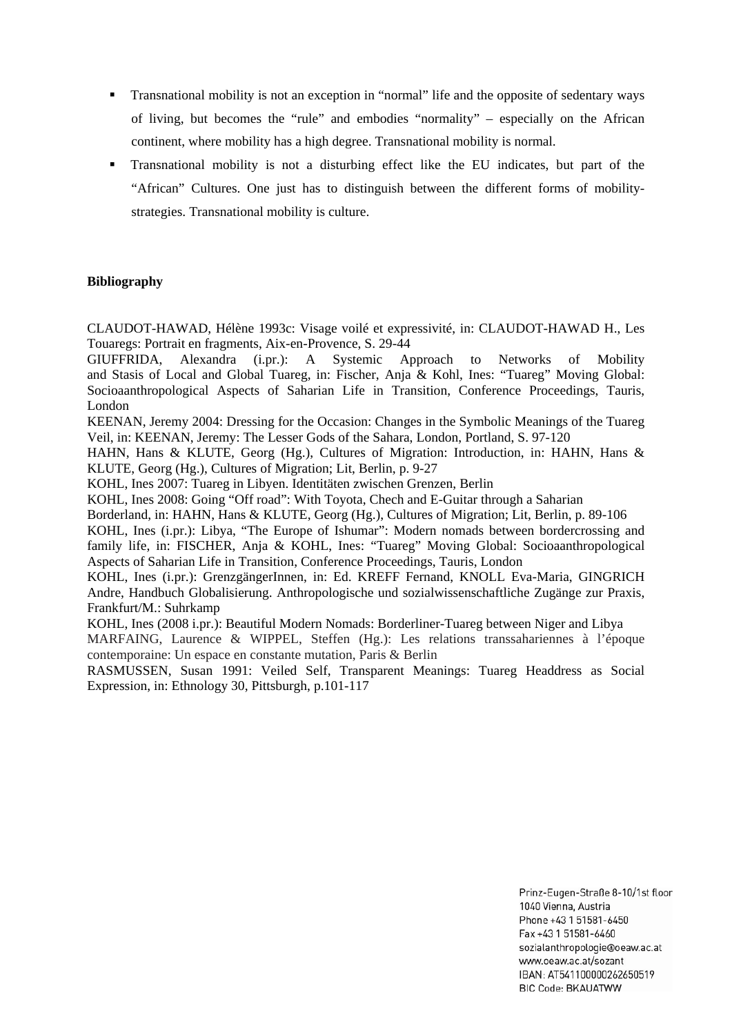- Transnational mobility is not an exception in "normal" life and the opposite of sedentary ways of living, but becomes the "rule" and embodies "normality" – especially on the African continent, where mobility has a high degree. Transnational mobility is normal.
- Transnational mobility is not a disturbing effect like the EU indicates, but part of the "African" Cultures. One just has to distinguish between the different forms of mobility-strategies. Transnational mobility is culture.

**Bibliography**

CLAUDOT-HAWAD, Hélène 1993c: Visage voilé et expressivité, in: CLAUDOT-HAWAD H., Les Touaregs: Portrait en fragments, Aix-en-Provence, S. 29-44

GIUFFRIDA, Alexandra (i.pr.): A Systemic Approach to Networks of Mobility and Stasis of Local and Global Tuareg, in: Fischer, Anja & Kohl, Ines: "Tuareg" Moving Global: Socioaanthropological Aspects of Saharian Life in Transition, Conference Proceedings, Tauris, London

KEENAN, Jeremy 2004: Dressing for the Occasion: Changes in the Symbolic Meanings of the Tuareg Veil, in: KEENAN, Jeremy: The Lesser Gods of the Sahara, London, Portland, S. 97-120

HAHN, Hans & KLUTE, Georg (Hg.), Cultures of Migration: Introduction, in: HAHN, Hans & KLUTE, Georg (Hg.), Cultures of Migration; Lit, Berlin, p. 9-27

KOHL, Ines 2007: Tuareg in Libyen. Identitäten zwischen Grenzen, Berlin

KOHL, Ines 2008: Going "Off road": With Toyota, Chech and E-Guitar through a Saharian Borderland, in: HAHN, Hans & KLUTE, Georg (Hg.), Cultures of Migration; Lit, Berlin, p. 89-106

KOHL, Ines (i.pr.): Libya, "The Europe of Ishumar": Modern nomads between bordercrossing and family life, in: FISCHER, Anja & KOHL, Ines: "Tuareg" Moving Global: Socioaanthropological Aspects of Saharian Life in Transition, Conference Proceedings, Tauris, London

KOHL, Ines (i.pr.): GrenzgängerInnen, in: Ed. KREFF Fernand, KNOLL Eva-Maria, GINGRICH Andre, Handbuch Globalisierung. Anthropologische und sozialwissenschaftliche Zugänge zur Praxis, Frankfurt/M.: Suhrkamp

KOHL, Ines (2008 i.pr.): Beautiful Modern Nomads: Borderliner-Tuareg between Niger and Libya

MARFAING, Laurence & WIPPEL, Steffen (Hg.): Les relations transsahariennes à l'époque contemporaine: Un espace en constante mutation, Paris & Berlin

RASMUSSEN, Susan 1991: Veiled Self, Transparent Meanings: Tuareg Headdress as Social Expression, in: Ethnology 30, Pittsburgh, p.101-117

Prinz-Eugen-Straße 8-10/1st floor
1040 Vienna, Austria
Phone +43 1 51581-6450
Fax +43 1 51581-6460
sozialanthropologie@oeaw.ac.at
www.oeaw.ac.at/sozant
IBAN: AT541100000262650519
BIC Code: BKAUATWW